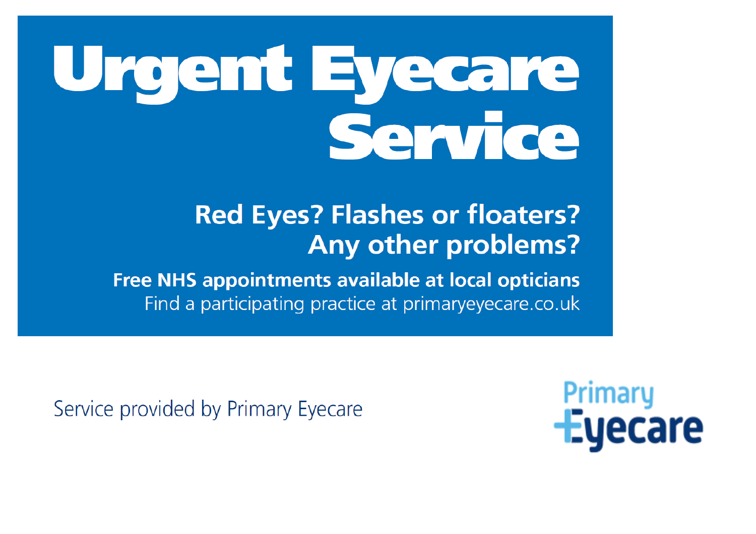# Urgent Eyecare Service

## Red Eyes? Flashes or floaters? Any other problems?

**Free NHS appointments available at local opticians**

Find a participating practice at primaryeyecare.co.uk

Service provided by Primary Eyecare

Primary Eyecare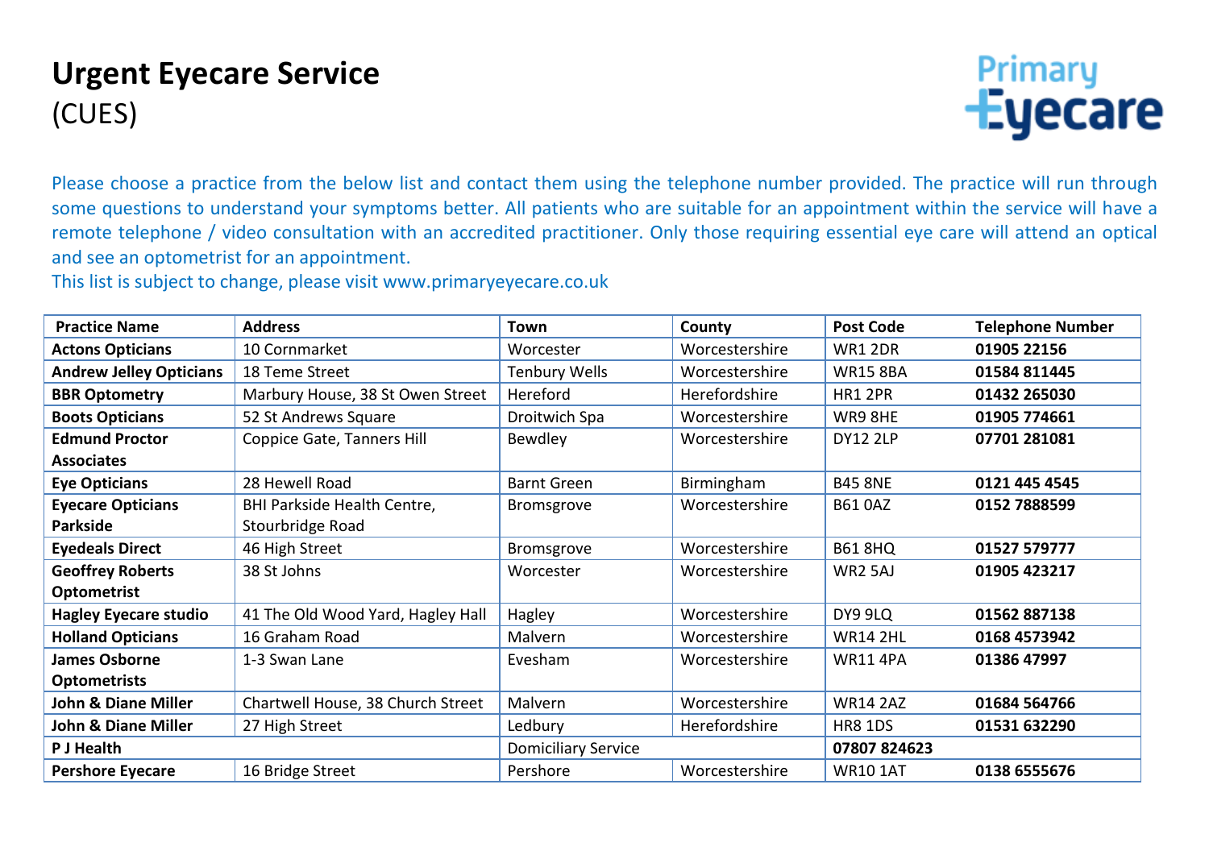# Urgent Eyecare Service

(CUES)

Please choose a practice from the below list and contact them using the telephone number provided. The practice will run through some questions to understand your symptoms better. All patients who are suitable for an appointment within the service will have a remote telephone / video consultation with an accredited practitioner. Only those requiring essential eye care will attend an optical and see an optometrist for an appointment.

This list is subject to change, please visit www.primaryeyecare.co.uk

| Practice Name | Address | Town | County | Post Code | Telephone Number |
|---|---|---|---|---|---|
| **Actons Opticians** | 10 Cornmarket | Worcester | Worcestershire | WR1 2DR | **01905 22156** |
| **Andrew Jelley Opticians** | 18 Teme Street | Tenbury Wells | Worcestershire | WR15 8BA | **01584 811445** |
| **BBR Optometry** | Marbury House, 38 St Owen Street | Hereford | Herefordshire | HR1 2PR | **01432 265030** |
| **Boots Opticians** | 52 St Andrews Square | Droitwich Spa | Worcestershire | WR9 8HE | **01905 774661** |
| **Edmund Proctor Associates** | Coppice Gate, Tanners Hill | Bewdley | Worcestershire | DY12 2LP | **07701 281081** |
| **Eye Opticians** | 28 Hewell Road | Barnt Green | Birmingham | B45 8NE | **0121 445 4545** |
| **Eyecare Opticians Parkside** | BHI Parkside Health Centre, Stourbridge Road | Bromsgrove | Worcestershire | B61 0AZ | **0152 7888599** |
| **Eyedeals Direct** | 46 High Street | Bromsgrove | Worcestershire | B61 8HQ | **01527 579777** |
| **Geoffrey Roberts Optometrist** | 38 St Johns | Worcester | Worcestershire | WR2 5AJ | **01905 423217** |
| **Hagley Eyecare studio** | 41 The Old Wood Yard, Hagley Hall | Hagley | Worcestershire | DY9 9LQ | **01562 887138** |
| **Holland Opticians** | 16 Graham Road | Malvern | Worcestershire | WR14 2HL | **0168 4573942** |
| **James Osborne Optometrists** | 1-3 Swan Lane | Evesham | Worcestershire | WR11 4PA | **01386 47997** |
| **John & Diane Miller** | Chartwell House, 38 Church Street | Malvern | Worcestershire | WR14 2AZ | **01684 564766** |
| **John & Diane Miller** | 27 High Street | Ledbury | Herefordshire | HR8 1DS | **01531 632290** |
| **P J Health** | | Domiciliary Service | | **07807 824623** | |
| **Pershore Eyecare** | 16 Bridge Street | Pershore | Worcestershire | WR10 1AT | **0138 6555676** |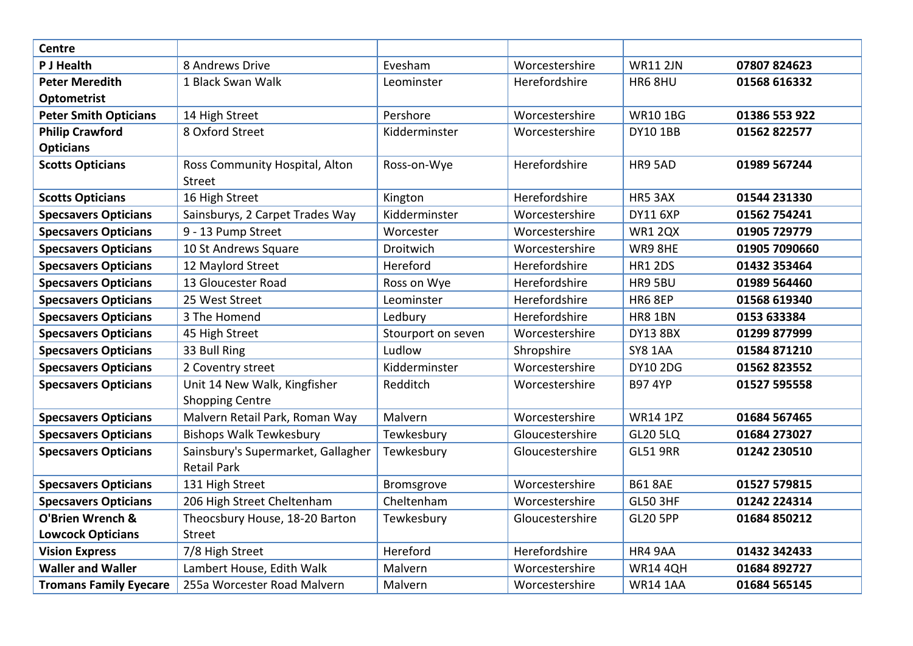| Centre | | | | | |
|---|---|---|---|---|---|
| **P J Health** | 8 Andrews Drive | Evesham | Worcestershire | WR11 2JN | **07807 824623** |
| **Peter Meredith Optometrist** | 1 Black Swan Walk | Leominster | Herefordshire | HR6 8HU | **01568 616332** |
| **Peter Smith Opticians** | 14 High Street | Pershore | Worcestershire | WR10 1BG | **01386 553 922** |
| **Philip Crawford Opticians** | 8 Oxford Street | Kidderminster | Worcestershire | DY10 1BB | **01562 822577** |
| **Scotts Opticians** | Ross Community Hospital, Alton Street | Ross-on-Wye | Herefordshire | HR9 5AD | **01989 567244** |
| **Scotts Opticians** | 16 High Street | Kington | Herefordshire | HR5 3AX | **01544 231330** |
| **Specsavers Opticians** | Sainsburys, 2 Carpet Trades Way | Kidderminster | Worcestershire | DY11 6XP | **01562 754241** |
| **Specsavers Opticians** | 9 - 13 Pump Street | Worcester | Worcestershire | WR1 2QX | **01905 729779** |
| **Specsavers Opticians** | 10 St Andrews Square | Droitwich | Worcestershire | WR9 8HE | **01905 7090660** |
| **Specsavers Opticians** | 12 Maylord Street | Hereford | Herefordshire | HR1 2DS | **01432 353464** |
| **Specsavers Opticians** | 13 Gloucester Road | Ross on Wye | Herefordshire | HR9 5BU | **01989 564460** |
| **Specsavers Opticians** | 25 West Street | Leominster | Herefordshire | HR6 8EP | **01568 619340** |
| **Specsavers Opticians** | 3 The Homend | Ledbury | Herefordshire | HR8 1BN | **0153 633384** |
| **Specsavers Opticians** | 45 High Street | Stourport on seven | Worcestershire | DY13 8BX | **01299 877999** |
| **Specsavers Opticians** | 33 Bull Ring | Ludlow | Shropshire | SY8 1AA | **01584 871210** |
| **Specsavers Opticians** | 2 Coventry street | Kidderminster | Worcestershire | DY10 2DG | **01562 823552** |
| **Specsavers Opticians** | Unit 14 New Walk, Kingfisher Shopping Centre | Redditch | Worcestershire | B97 4YP | **01527 595558** |
| **Specsavers Opticians** | Malvern Retail Park, Roman Way | Malvern | Worcestershire | WR14 1PZ | **01684 567465** |
| **Specsavers Opticians** | Bishops Walk Tewkesbury | Tewkesbury | Gloucestershire | GL20 5LQ | **01684 273027** |
| **Specsavers Opticians** | Sainsbury's Supermarket, Gallagher Retail Park | Tewkesbury | Gloucestershire | GL51 9RR | **01242 230510** |
| **Specsavers Opticians** | 131 High Street | Bromsgrove | Worcestershire | B61 8AE | **01527 579815** |
| **Specsavers Opticians** | 206 High Street Cheltenham | Cheltenham | Worcestershire | GL50 3HF | **01242 224314** |
| **O'Brien Wrench & Lowcock Opticians** | Theocsbury House, 18-20 Barton Street | Tewkesbury | Gloucestershire | GL20 5PP | **01684 850212** |
| **Vision Express** | 7/8 High Street | Hereford | Herefordshire | HR4 9AA | **01432 342433** |
| **Waller and Waller** | Lambert House, Edith Walk | Malvern | Worcestershire | WR14 4QH | **01684 892727** |
| **Tromans Family Eyecare** | 255a Worcester Road Malvern | Malvern | Worcestershire | WR14 1AA | **01684 565145** |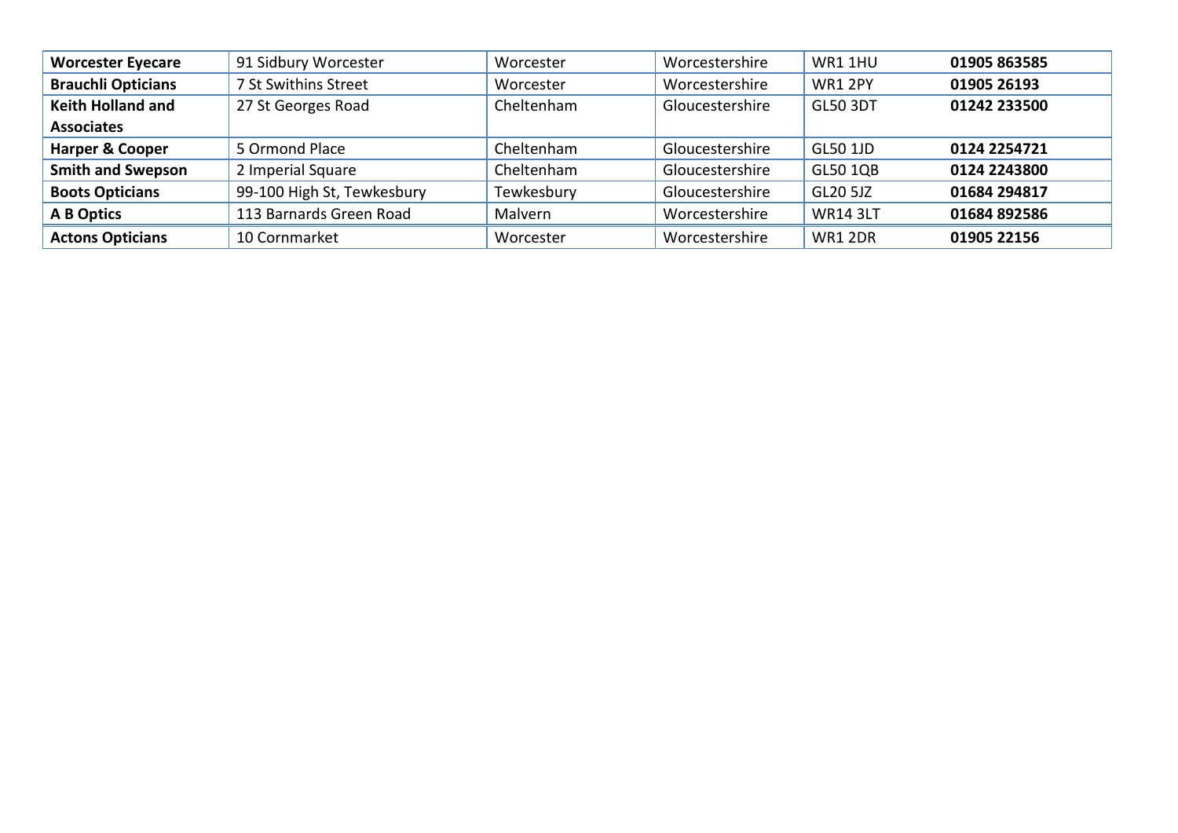| **Worcester Eyecare** | 91 Sidbury Worcester | Worcester | Worcestershire | WR1 1HU | **01905 863585** |
|---|---|---|---|---|---|
| **Brauchli Opticians** | 7 St Swithins Street | Worcester | Worcestershire | WR1 2PY | **01905 26193** |
| **Keith Holland and Associates** | 27 St Georges Road | Cheltenham | Gloucestershire | GL50 3DT | **01242 233500** |
| **Harper & Cooper** | 5 Ormond Place | Cheltenham | Gloucestershire | GL50 1JD | **0124 2254721** |
| **Smith and Swepson** | 2 Imperial Square | Cheltenham | Gloucestershire | GL50 1QB | **0124 2243800** |
| **Boots Opticians** | 99-100 High St, Tewkesbury | Tewkesbury | Gloucestershire | GL20 5JZ | **01684 294817** |
| **A B Optics** | 113 Barnards Green Road | Malvern | Worcestershire | WR14 3LT | **01684 892586** |
| **Actons Opticians** | 10 Cornmarket | Worcester | Worcestershire | WR1 2DR | **01905 22156** |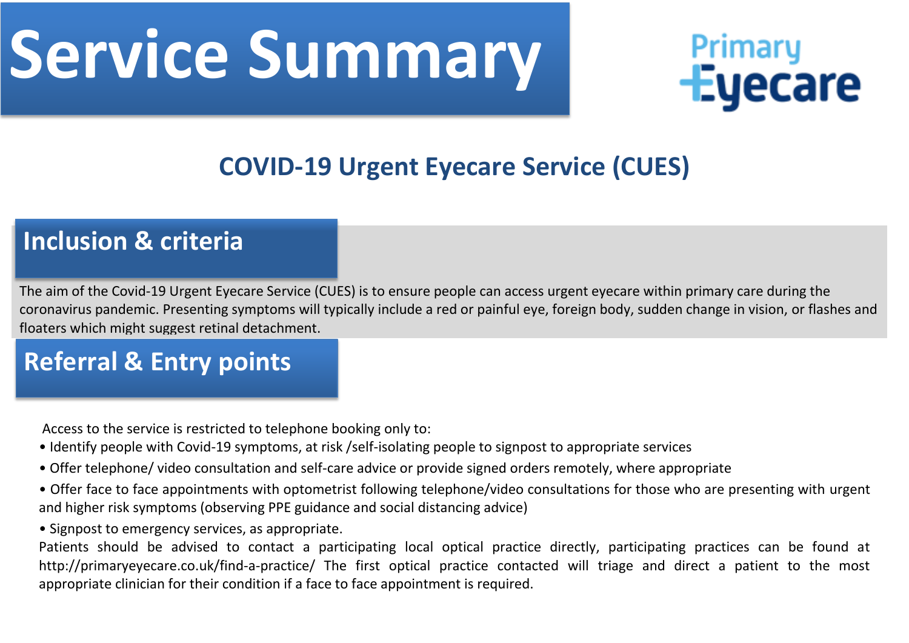# Service Summary

Primary Eyecare

## COVID-19 Urgent Eyecare Service (CUES)

### Inclusion & criteria

The aim of the Covid-19 Urgent Eyecare Service (CUES) is to ensure people can access urgent eyecare within primary care during the coronavirus pandemic. Presenting symptoms will typically include a red or painful eye, foreign body, sudden change in vision, or flashes and floaters which might suggest retinal detachment.

### Referral & Entry points

Access to the service is restricted to telephone booking only to:

- Identify people with Covid-19 symptoms, at risk /self-isolating people to signpost to appropriate services
- Offer telephone/ video consultation and self-care advice or provide signed orders remotely, where appropriate
- Offer face to face appointments with optometrist following telephone/video consultations for those who are presenting with urgent and higher risk symptoms (observing PPE guidance and social distancing advice)
- Signpost to emergency services, as appropriate.

Patients should be advised to contact a participating local optical practice directly, participating practices can be found at http://primaryeyecare.co.uk/find-a-practice/ The first optical practice contacted will triage and direct a patient to the most appropriate clinician for their condition if a face to face appointment is required.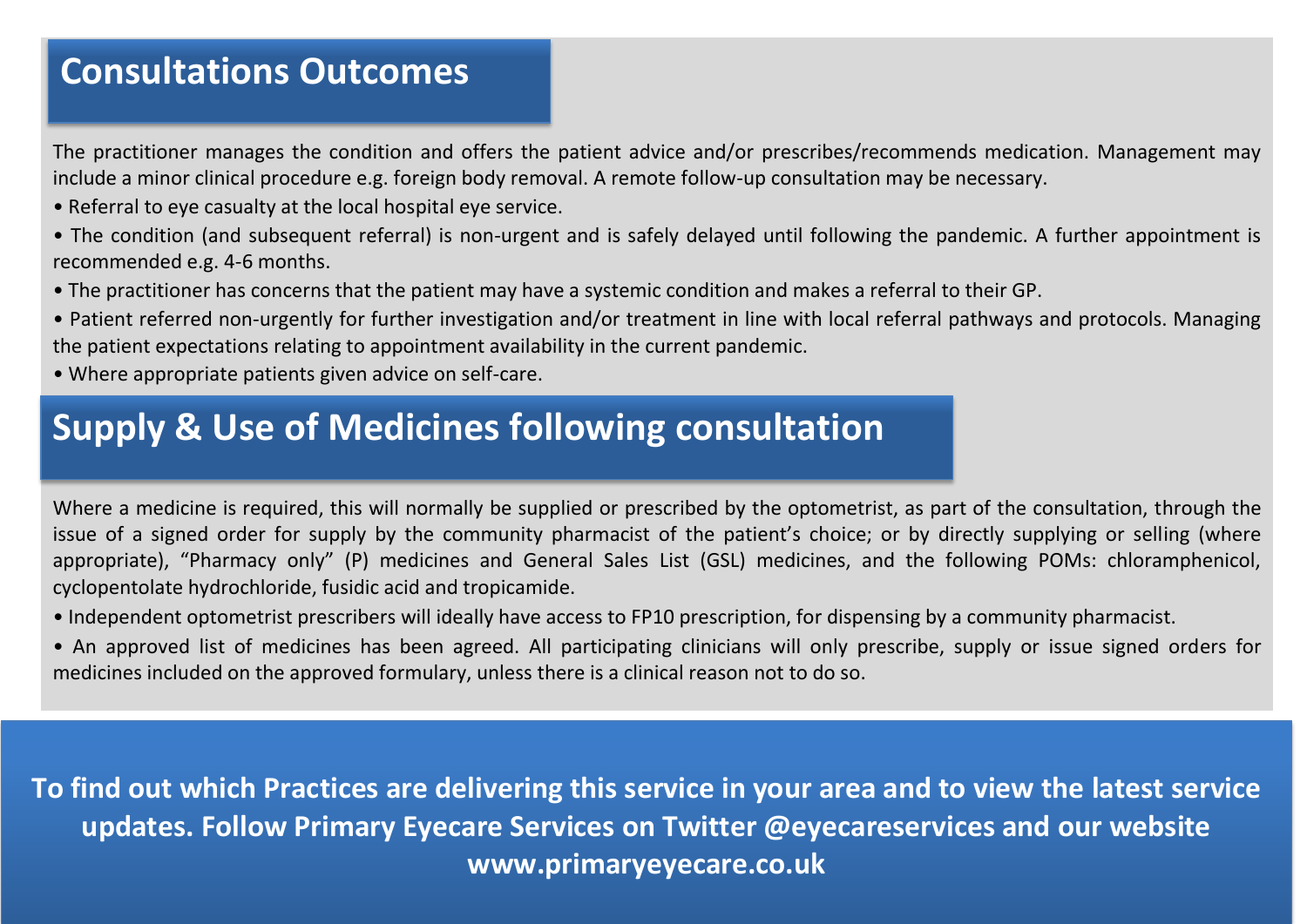## Consultations Outcomes

The practitioner manages the condition and offers the patient advice and/or prescribes/recommends medication. Management may include a minor clinical procedure e.g. foreign body removal. A remote follow-up consultation may be necessary.

- Referral to eye casualty at the local hospital eye service.
- The condition (and subsequent referral) is non-urgent and is safely delayed until following the pandemic. A further appointment is recommended e.g. 4-6 months.
- The practitioner has concerns that the patient may have a systemic condition and makes a referral to their GP.
- Patient referred non-urgently for further investigation and/or treatment in line with local referral pathways and protocols. Managing the patient expectations relating to appointment availability in the current pandemic.
- Where appropriate patients given advice on self-care.

## Supply & Use of Medicines following consultation

Where a medicine is required, this will normally be supplied or prescribed by the optometrist, as part of the consultation, through the issue of a signed order for supply by the community pharmacist of the patient's choice; or by directly supplying or selling (where appropriate), "Pharmacy only" (P) medicines and General Sales List (GSL) medicines, and the following POMs: chloramphenicol, cyclopentolate hydrochloride, fusidic acid and tropicamide.

- Independent optometrist prescribers will ideally have access to FP10 prescription, for dispensing by a community pharmacist.
- An approved list of medicines has been agreed. All participating clinicians will only prescribe, supply or issue signed orders for medicines included on the approved formulary, unless there is a clinical reason not to do so.

**To find out which Practices are delivering this service in your area and to view the latest service updates. Follow Primary Eyecare Services on Twitter @eyecareservices and our website www.primaryeyecare.co.uk**